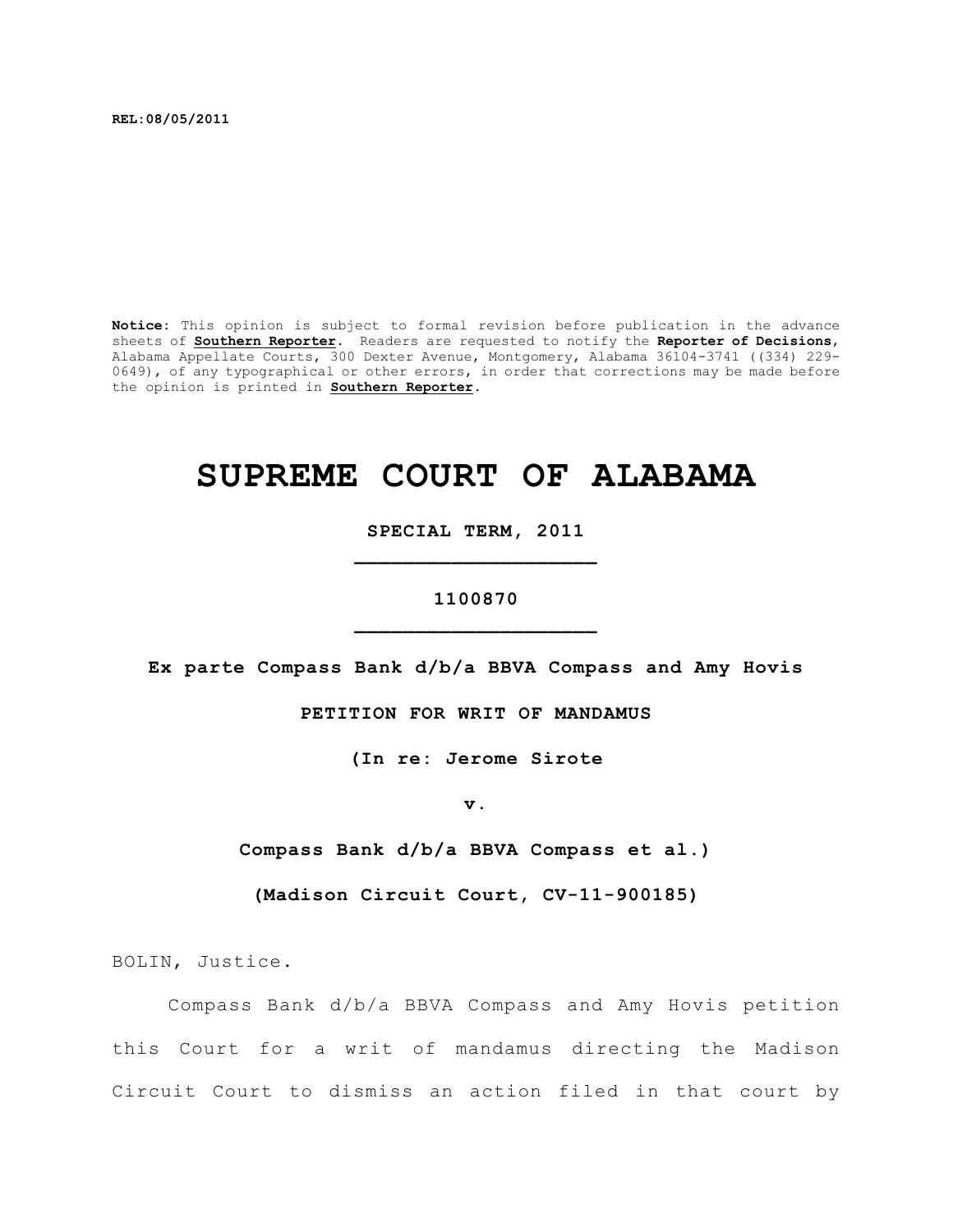REL:08/05/2011

**Notice:** This opinion is subject to formal revision before publication in the advance sheets of **Southern Reporter**. Readers are requested to notify the **Reporter of Decisions**, Alabama Appellate Courts, 300 Dexter Avenue, Montgomery, Alabama 36104-3741 ((334) 229-0649), of any typographical or other errors, in order that corrections may be made before the opinion is printed in **Southern Reporter**.

# SUPREME COURT OF ALABAMA

**SPECIAL TERM, 2011**

**_________________**

**1100870**

**_________________**

**Ex parte Compass Bank d/b/a BBVA Compass and Amy Hovis**

**PETITION FOR WRIT OF MANDAMUS**

**(In re: Jerome Sirote**

**v.**

**Compass Bank d/b/a BBVA Compass et al.)**

**(Madison Circuit Court, CV-11-900185)**

BOLIN, Justice.

Compass Bank d/b/a BBVA Compass and Amy Hovis petition this Court for a writ of mandamus directing the Madison Circuit Court to dismiss an action filed in that court by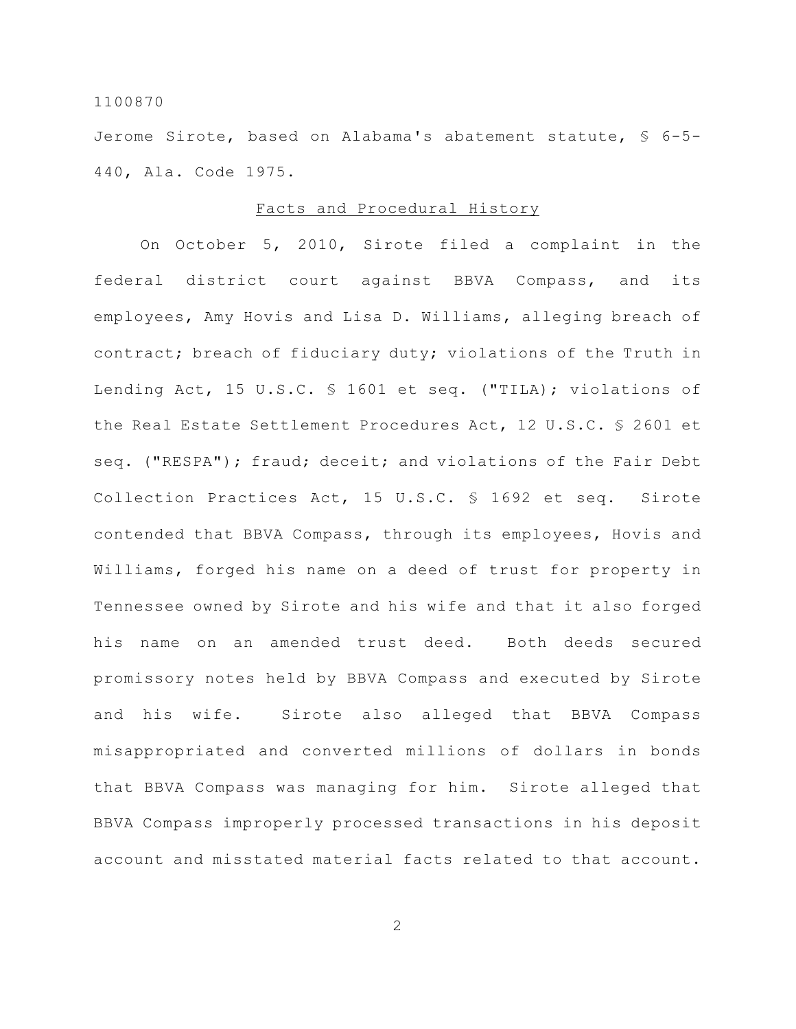Jerome Sirote, based on Alabama's abatement statute, § 6-5-440, Ala. Code 1975.

## Facts and Procedural History

On October 5, 2010, Sirote filed a complaint in the federal district court against BBVA Compass, and its employees, Amy Hovis and Lisa D. Williams, alleging breach of contract; breach of fiduciary duty; violations of the Truth in Lending Act, 15 U.S.C. § 1601 et seq. ("TILA); violations of the Real Estate Settlement Procedures Act, 12 U.S.C. § 2601 et seq. ("RESPA"); fraud; deceit; and violations of the Fair Debt Collection Practices Act, 15 U.S.C. § 1692 et seq. Sirote contended that BBVA Compass, through its employees, Hovis and Williams, forged his name on a deed of trust for property in Tennessee owned by Sirote and his wife and that it also forged his name on an amended trust deed. Both deeds secured promissory notes held by BBVA Compass and executed by Sirote and his wife. Sirote also alleged that BBVA Compass misappropriated and converted millions of dollars in bonds that BBVA Compass was managing for him. Sirote alleged that BBVA Compass improperly processed transactions in his deposit account and misstated material facts related to that account.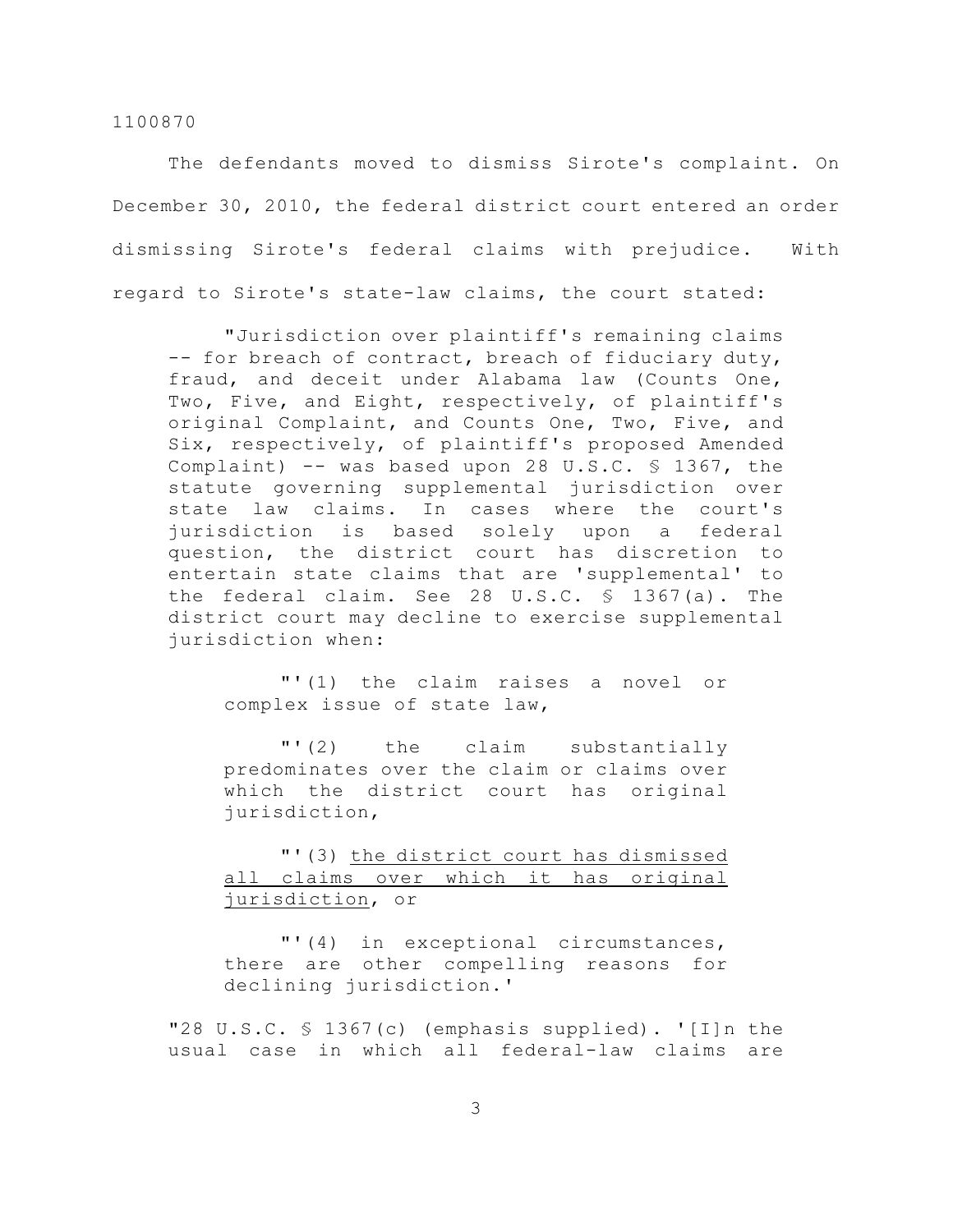The defendants moved to dismiss Sirote's complaint. On December 30, 2010, the federal district court entered an order dismissing Sirote's federal claims with prejudice. With regard to Sirote's state-law claims, the court stated:

> "Jurisdiction over plaintiff's remaining claims -- for breach of contract, breach of fiduciary duty, fraud, and deceit under Alabama law (Counts One, Two, Five, and Eight, respectively, of plaintiff's original Complaint, and Counts One, Two, Five, and Six, respectively, of plaintiff's proposed Amended Complaint) -- was based upon 28 U.S.C. § 1367, the statute governing supplemental jurisdiction over state law claims. In cases where the court's jurisdiction is based solely upon a federal question, the district court has discretion to entertain state claims that are 'supplemental' to the federal claim. See 28 U.S.C. § 1367(a). The district court may decline to exercise supplemental jurisdiction when:
>
> > "'(1) the claim raises a novel or complex issue of state law,
> >
> > "'(2) the claim substantially predominates over the claim or claims over which the district court has original jurisdiction,
> >
> > "'(3) <u>the district court has dismissed all claims over which it has original jurisdiction</u>, or
> >
> > "'(4) in exceptional circumstances, there are other compelling reasons for declining jurisdiction.'
>
> "28 U.S.C. § 1367(c) (emphasis supplied). '[I]n the usual case in which all federal-law claims are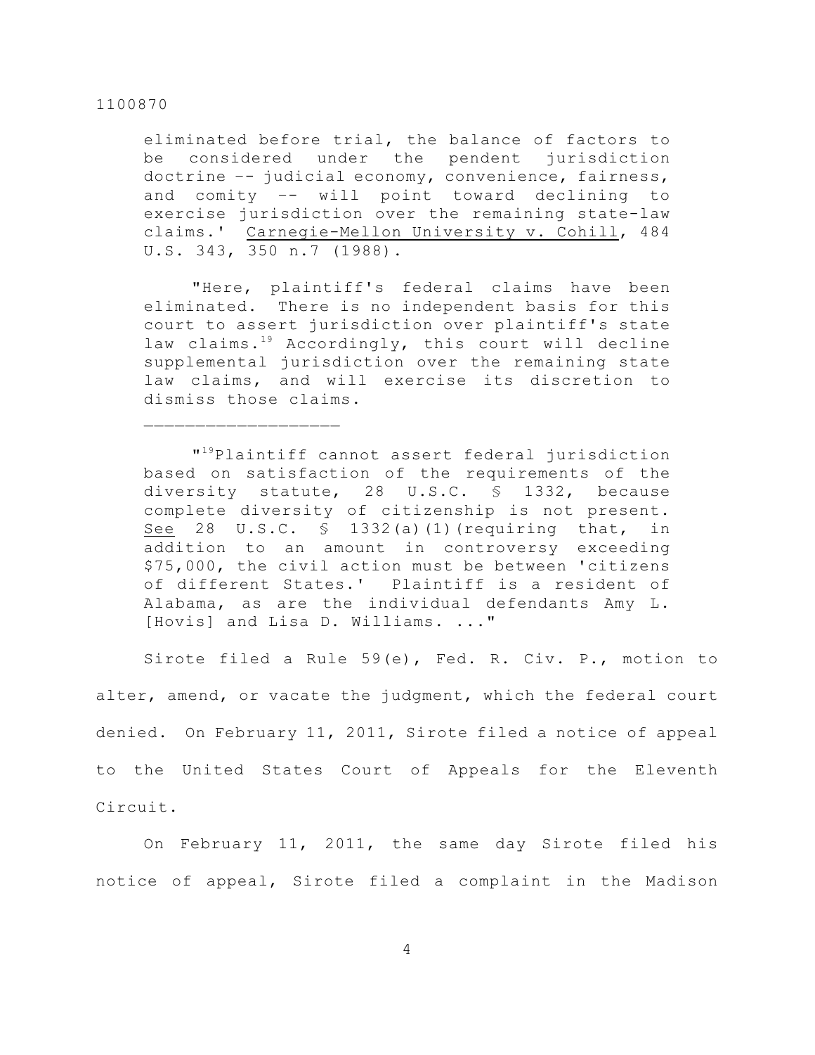eliminated before trial, the balance of factors to be considered under the pendent jurisdiction doctrine -- judicial economy, convenience, fairness, and comity -- will point toward declining to exercise jurisdiction over the remaining state-law claims.' Carnegie-Mellon University v. Cohill, 484 U.S. 343, 350 n.7 (1988).

"Here, plaintiff's federal claims have been eliminated. There is no independent basis for this court to assert jurisdiction over plaintiff's state law claims.[19] Accordingly, this court will decline supplemental jurisdiction over the remaining state law claims, and will exercise its discretion to dismiss those claims.

---

"[19]Plaintiff cannot assert federal jurisdiction based on satisfaction of the requirements of the diversity statute, 28 U.S.C. § 1332, because complete diversity of citizenship is not present. See 28 U.S.C. § 1332(a)(1)(requiring that, in addition to an amount in controversy exceeding $75,000, the civil action must be between 'citizens of different States.' Plaintiff is a resident of Alabama, as are the individual defendants Amy L. [Hovis] and Lisa D. Williams. ..."

Sirote filed a Rule 59(e), Fed. R. Civ. P., motion to alter, amend, or vacate the judgment, which the federal court denied. On February 11, 2011, Sirote filed a notice of appeal to the United States Court of Appeals for the Eleventh Circuit.

On February 11, 2011, the same day Sirote filed his notice of appeal, Sirote filed a complaint in the Madison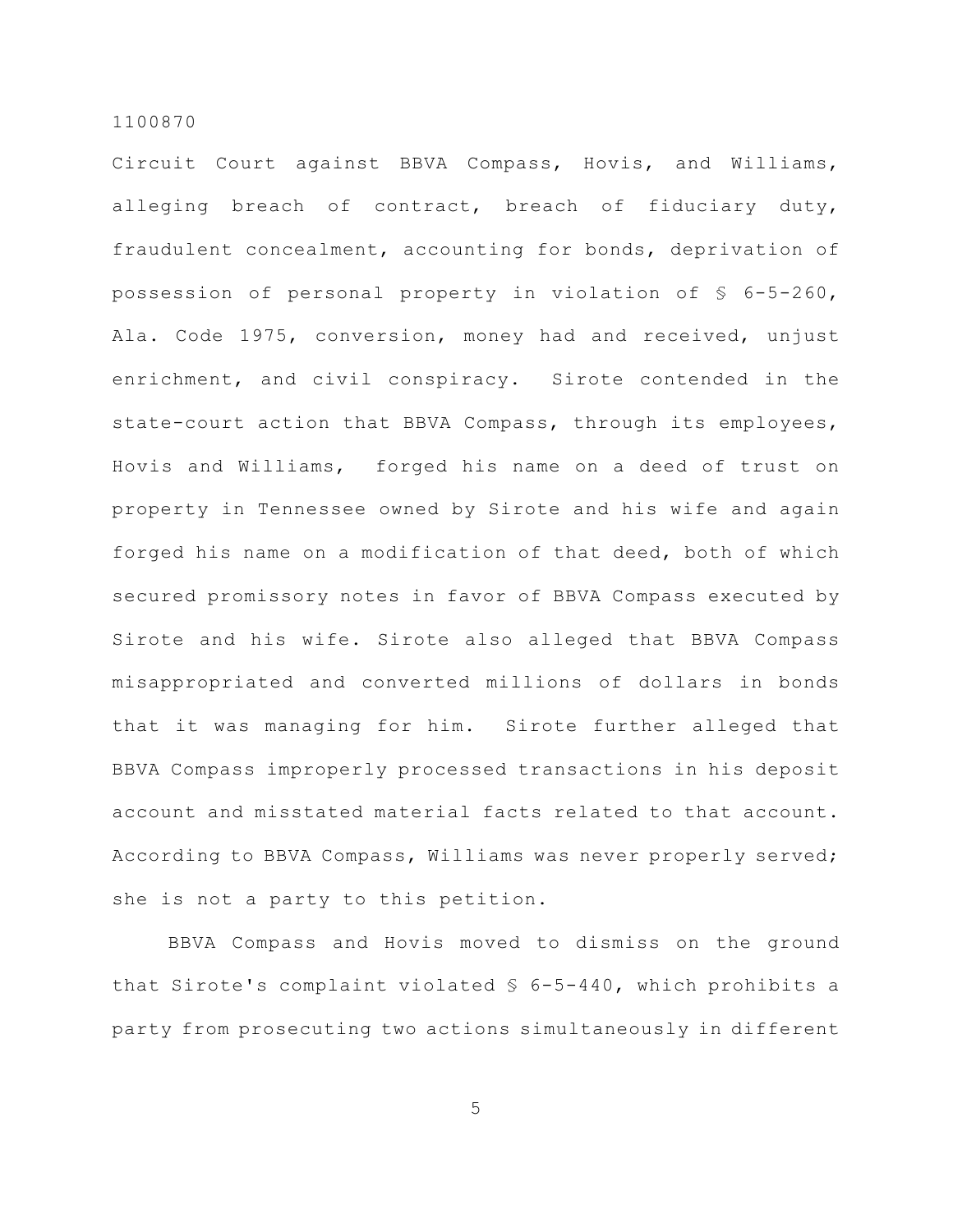Circuit Court against BBVA Compass, Hovis, and Williams, alleging breach of contract, breach of fiduciary duty, fraudulent concealment, accounting for bonds, deprivation of possession of personal property in violation of § 6-5-260, Ala. Code 1975, conversion, money had and received, unjust enrichment, and civil conspiracy. Sirote contended in the state-court action that BBVA Compass, through its employees, Hovis and Williams, forged his name on a deed of trust on property in Tennessee owned by Sirote and his wife and again forged his name on a modification of that deed, both of which secured promissory notes in favor of BBVA Compass executed by Sirote and his wife. Sirote also alleged that BBVA Compass misappropriated and converted millions of dollars in bonds that it was managing for him. Sirote further alleged that BBVA Compass improperly processed transactions in his deposit account and misstated material facts related to that account. According to BBVA Compass, Williams was never properly served; she is not a party to this petition.

BBVA Compass and Hovis moved to dismiss on the ground that Sirote's complaint violated § 6-5-440, which prohibits a party from prosecuting two actions simultaneously in different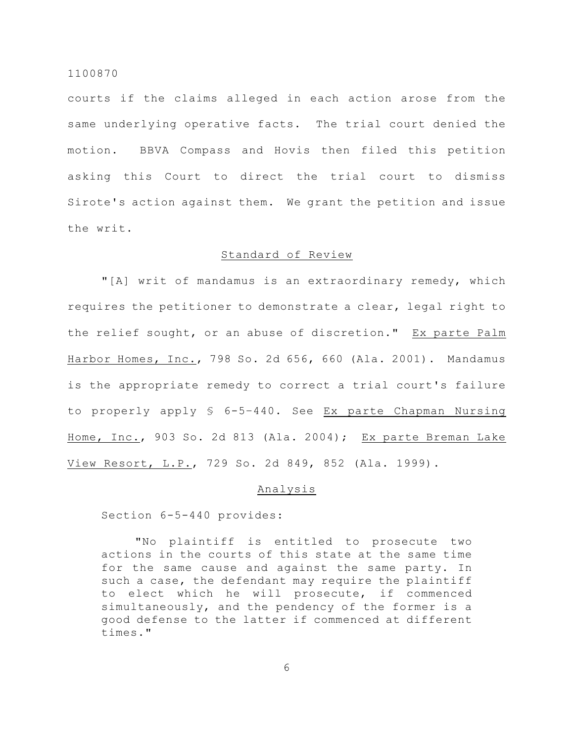courts if the claims alleged in each action arose from the same underlying operative facts. The trial court denied the motion. BBVA Compass and Hovis then filed this petition asking this Court to direct the trial court to dismiss Sirote's action against them. We grant the petition and issue the writ.

## Standard of Review

"[A] writ of mandamus is an extraordinary remedy, which requires the petitioner to demonstrate a clear, legal right to the relief sought, or an abuse of discretion." Ex parte Palm Harbor Homes, Inc., 798 So. 2d 656, 660 (Ala. 2001). Mandamus is the appropriate remedy to correct a trial court's failure to properly apply § 6-5-440. See Ex parte Chapman Nursing Home, Inc., 903 So. 2d 813 (Ala. 2004); Ex parte Breman Lake View Resort, L.P., 729 So. 2d 849, 852 (Ala. 1999).

## Analysis

Section 6-5-440 provides:

> "No plaintiff is entitled to prosecute two actions in the courts of this state at the same time for the same cause and against the same party. In such a case, the defendant may require the plaintiff to elect which he will prosecute, if commenced simultaneously, and the pendency of the former is a good defense to the latter if commenced at different times."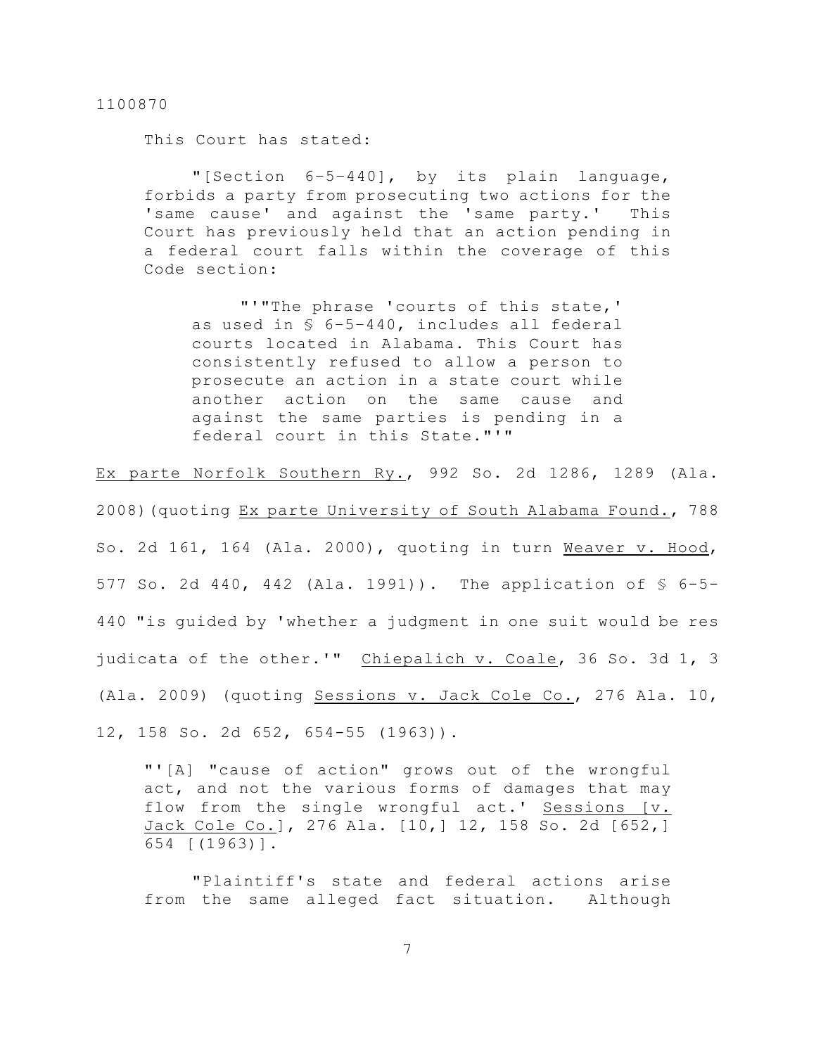This Court has stated:

> "[Section 6–5–440], by its plain language, forbids a party from prosecuting two actions for the 'same cause' and against the 'same party.' This Court has previously held that an action pending in a federal court falls within the coverage of this Code section:
>
> > "'"The phrase 'courts of this state,' as used in § 6–5–440, includes all federal courts located in Alabama. This Court has consistently refused to allow a person to prosecute an action in a state court while another action on the same cause and against the same parties is pending in a federal court in this State."'"

Ex parte Norfolk Southern Ry., 992 So. 2d 1286, 1289 (Ala. 2008)(quoting Ex parte University of South Alabama Found., 788 So. 2d 161, 164 (Ala. 2000), quoting in turn Weaver v. Hood, 577 So. 2d 440, 442 (Ala. 1991)). The application of § 6-5-440 "is guided by 'whether a judgment in one suit would be res judicata of the other.'" Chiepalich v. Coale, 36 So. 3d 1, 3 (Ala. 2009) (quoting Sessions v. Jack Cole Co., 276 Ala. 10, 12, 158 So. 2d 652, 654-55 (1963)).

> "'[A] "cause of action" grows out of the wrongful act, and not the various forms of damages that may flow from the single wrongful act.' Sessions [v. Jack Cole Co.], 276 Ala. [10,] 12, 158 So. 2d [652,] 654 [(1963)].
>
> "Plaintiff's state and federal actions arise from the same alleged fact situation. Although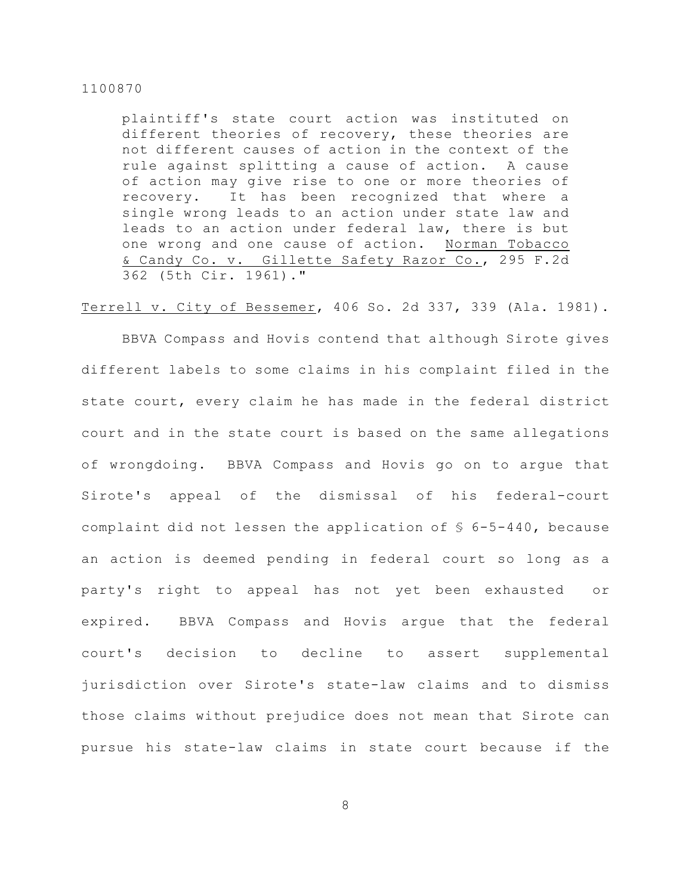> plaintiff's state court action was instituted on different theories of recovery, these theories are not different causes of action in the context of the rule against splitting a cause of action. A cause of action may give rise to one or more theories of recovery. It has been recognized that where a single wrong leads to an action under state law and leads to an action under federal law, there is but one wrong and one cause of action. Norman Tobacco & Candy Co. v. Gillette Safety Razor Co., 295 F.2d 362 (5th Cir. 1961)."

Terrell v. City of Bessemer, 406 So. 2d 337, 339 (Ala. 1981).

BBVA Compass and Hovis contend that although Sirote gives different labels to some claims in his complaint filed in the state court, every claim he has made in the federal district court and in the state court is based on the same allegations of wrongdoing. BBVA Compass and Hovis go on to argue that Sirote's appeal of the dismissal of his federal-court complaint did not lessen the application of § 6-5-440, because an action is deemed pending in federal court so long as a party's right to appeal has not yet been exhausted or expired. BBVA Compass and Hovis argue that the federal court's decision to decline to assert supplemental jurisdiction over Sirote's state-law claims and to dismiss those claims without prejudice does not mean that Sirote can pursue his state-law claims in state court because if the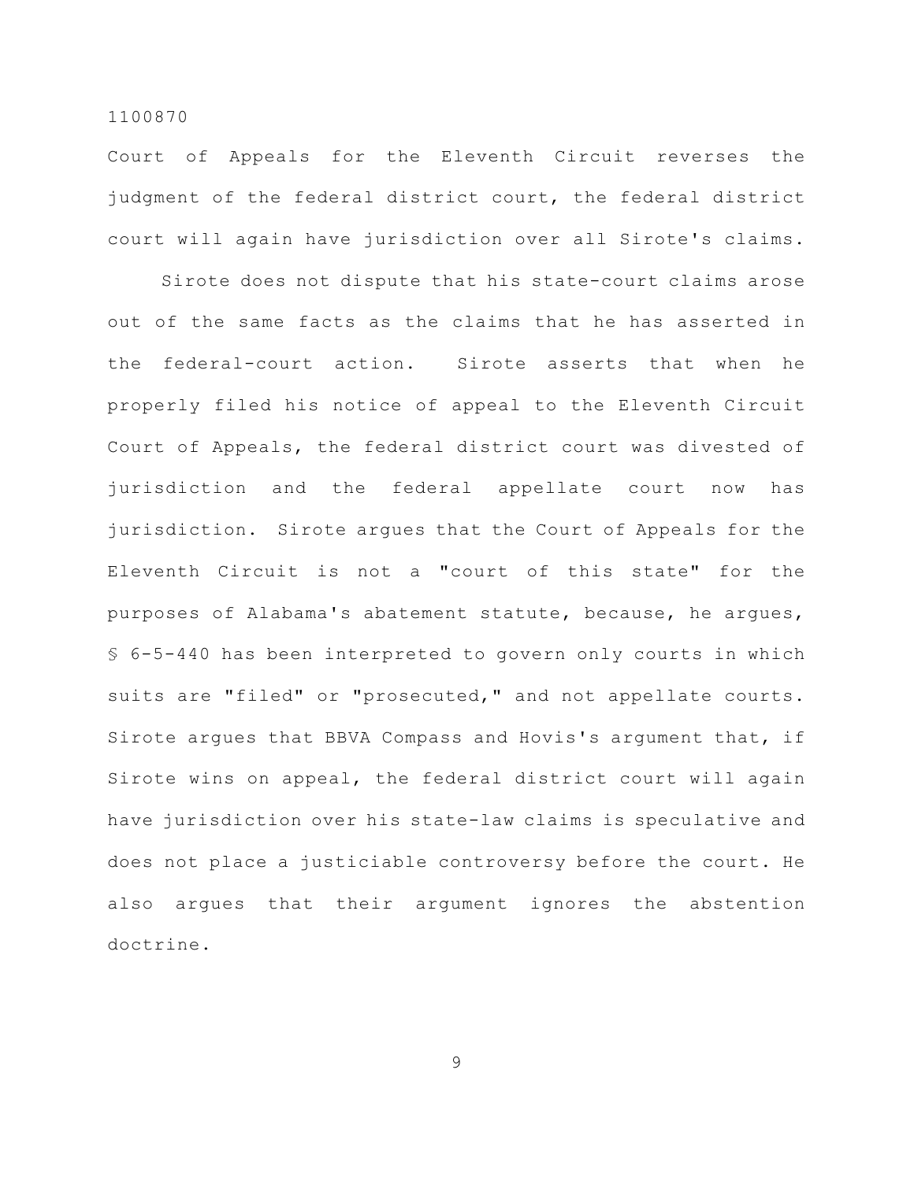Court of Appeals for the Eleventh Circuit reverses the judgment of the federal district court, the federal district court will again have jurisdiction over all Sirote's claims.

Sirote does not dispute that his state-court claims arose out of the same facts as the claims that he has asserted in the federal-court action. Sirote asserts that when he properly filed his notice of appeal to the Eleventh Circuit Court of Appeals, the federal district court was divested of jurisdiction and the federal appellate court now has jurisdiction. Sirote argues that the Court of Appeals for the Eleventh Circuit is not a "court of this state" for the purposes of Alabama's abatement statute, because, he argues, § 6-5-440 has been interpreted to govern only courts in which suits are "filed" or "prosecuted," and not appellate courts. Sirote argues that BBVA Compass and Hovis's argument that, if Sirote wins on appeal, the federal district court will again have jurisdiction over his state-law claims is speculative and does not place a justiciable controversy before the court. He also argues that their argument ignores the abstention doctrine.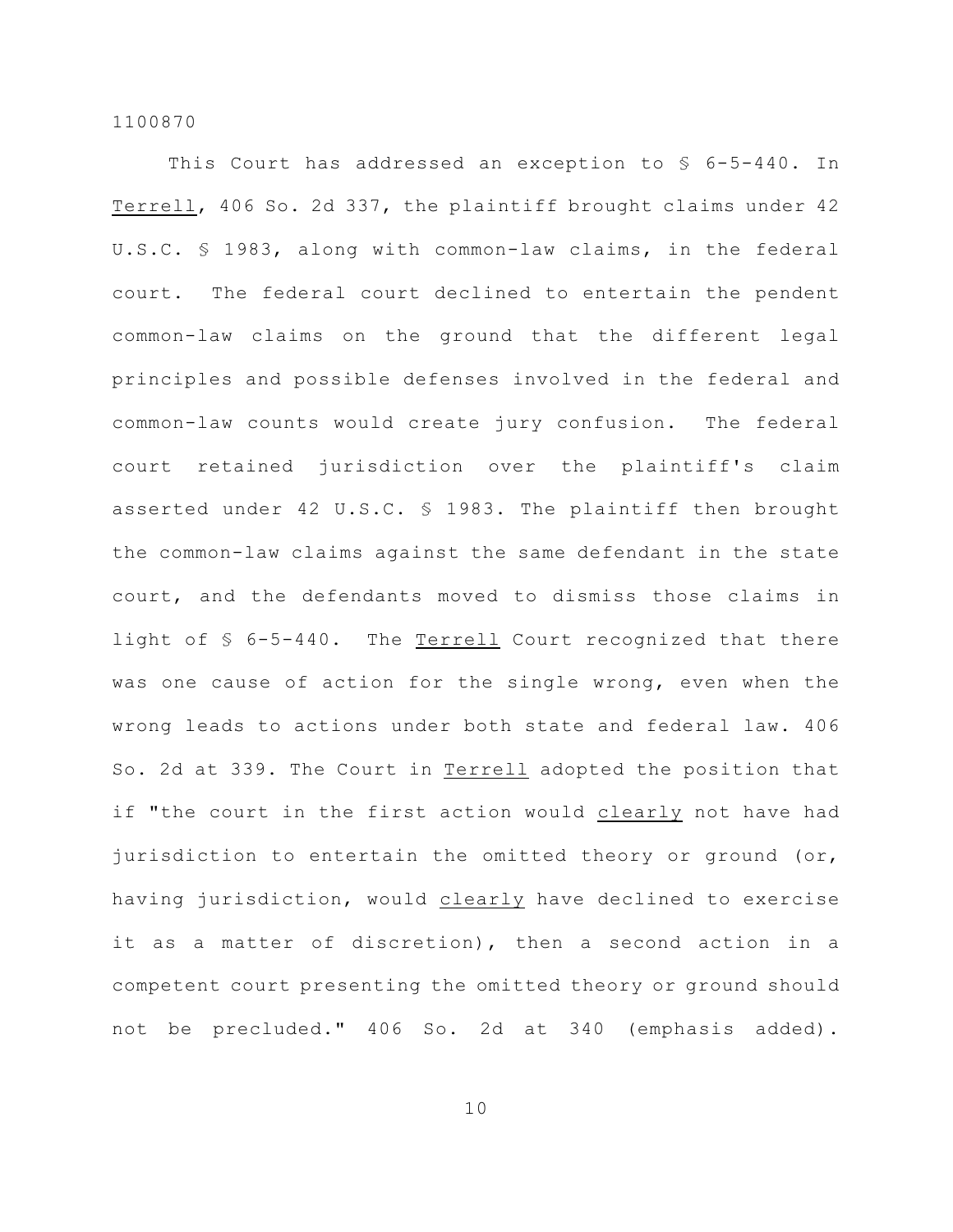This Court has addressed an exception to § 6-5-440. In Terrell, 406 So. 2d 337, the plaintiff brought claims under 42 U.S.C. § 1983, along with common-law claims, in the federal court. The federal court declined to entertain the pendent common-law claims on the ground that the different legal principles and possible defenses involved in the federal and common-law counts would create jury confusion. The federal court retained jurisdiction over the plaintiff's claim asserted under 42 U.S.C. § 1983. The plaintiff then brought the common-law claims against the same defendant in the state court, and the defendants moved to dismiss those claims in light of § 6-5-440. The Terrell Court recognized that there was one cause of action for the single wrong, even when the wrong leads to actions under both state and federal law. 406 So. 2d at 339. The Court in Terrell adopted the position that if "the court in the first action would clearly not have had jurisdiction to entertain the omitted theory or ground (or, having jurisdiction, would clearly have declined to exercise it as a matter of discretion), then a second action in a competent court presenting the omitted theory or ground should not be precluded." 406 So. 2d at 340 (emphasis added).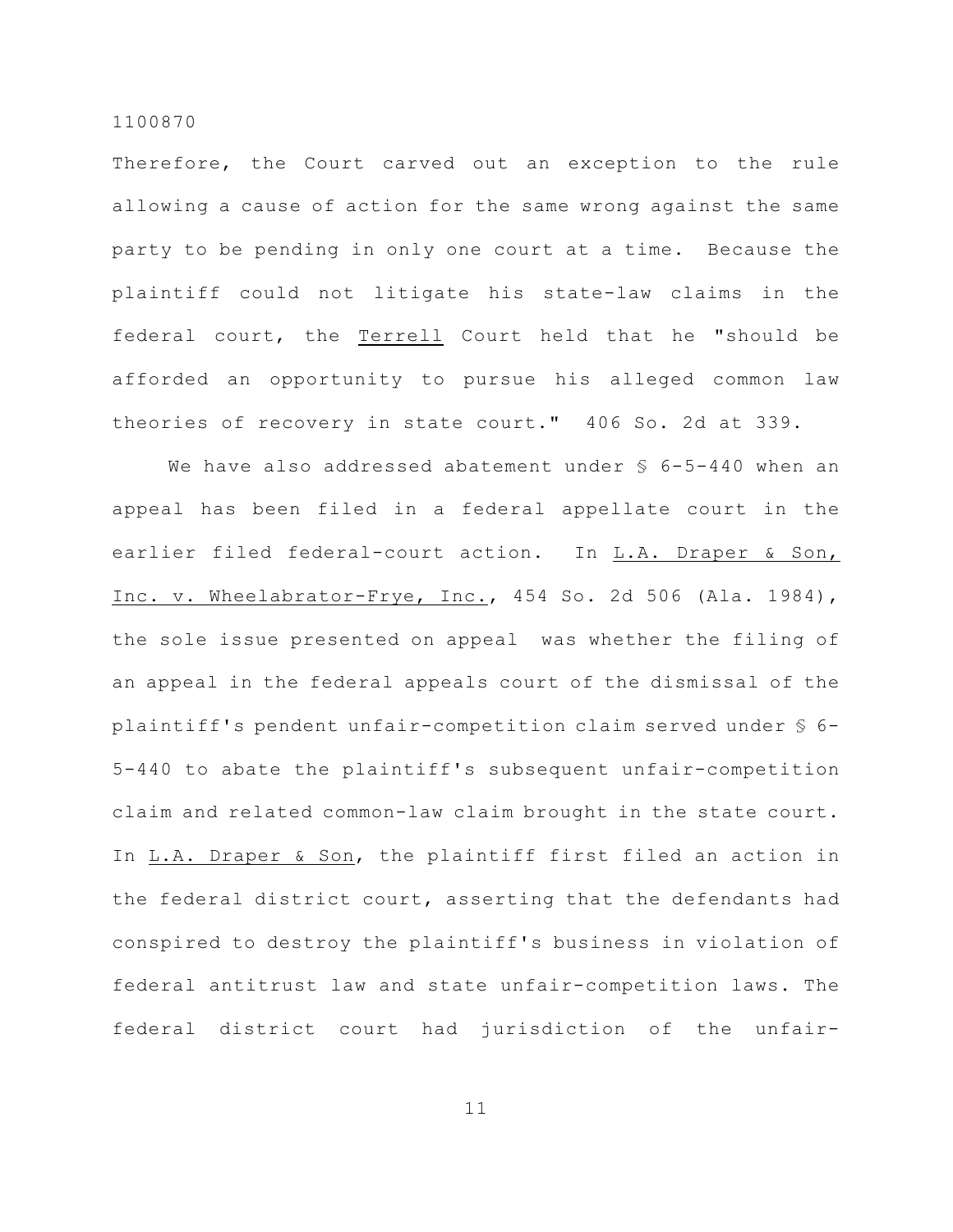Therefore, the Court carved out an exception to the rule allowing a cause of action for the same wrong against the same party to be pending in only one court at a time. Because the plaintiff could not litigate his state-law claims in the federal court, the Terrell Court held that he "should be afforded an opportunity to pursue his alleged common law theories of recovery in state court." 406 So. 2d at 339.

We have also addressed abatement under § 6-5-440 when an appeal has been filed in a federal appellate court in the earlier filed federal-court action. In L.A. Draper & Son, Inc. v. Wheelabrator-Frye, Inc., 454 So. 2d 506 (Ala. 1984), the sole issue presented on appeal was whether the filing of an appeal in the federal appeals court of the dismissal of the plaintiff's pendent unfair-competition claim served under § 6-5-440 to abate the plaintiff's subsequent unfair-competition claim and related common-law claim brought in the state court. In L.A. Draper & Son, the plaintiff first filed an action in the federal district court, asserting that the defendants had conspired to destroy the plaintiff's business in violation of federal antitrust law and state unfair-competition laws. The federal district court had jurisdiction of the unfair-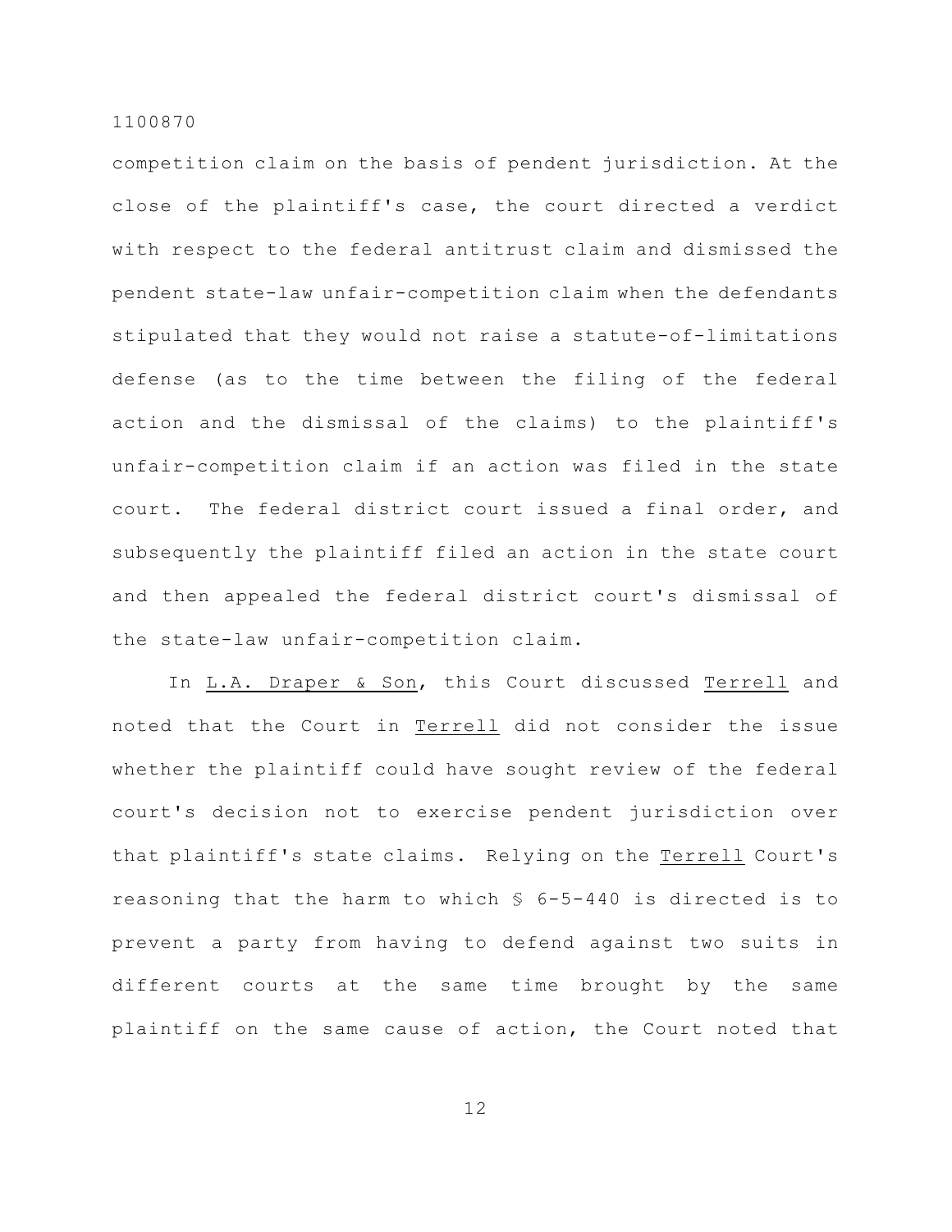competition claim on the basis of pendent jurisdiction. At the close of the plaintiff's case, the court directed a verdict with respect to the federal antitrust claim and dismissed the pendent state-law unfair-competition claim when the defendants stipulated that they would not raise a statute-of-limitations defense (as to the time between the filing of the federal action and the dismissal of the claims) to the plaintiff's unfair-competition claim if an action was filed in the state court. The federal district court issued a final order, and subsequently the plaintiff filed an action in the state court and then appealed the federal district court's dismissal of the state-law unfair-competition claim.

In L.A. Draper & Son, this Court discussed Terrell and noted that the Court in Terrell did not consider the issue whether the plaintiff could have sought review of the federal court's decision not to exercise pendent jurisdiction over that plaintiff's state claims. Relying on the Terrell Court's reasoning that the harm to which § 6-5-440 is directed is to prevent a party from having to defend against two suits in different courts at the same time brought by the same plaintiff on the same cause of action, the Court noted that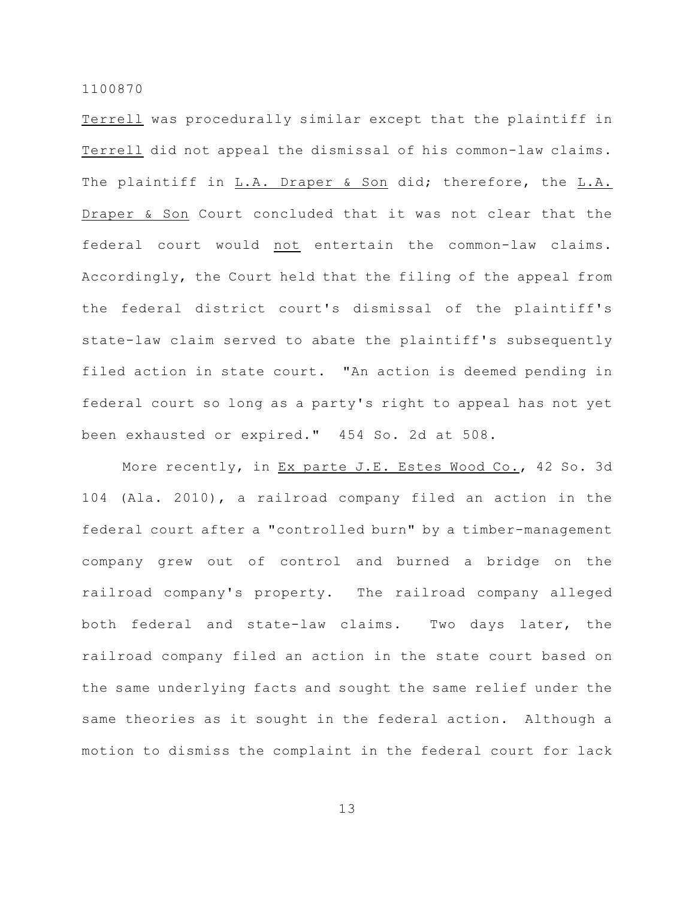Terrell was procedurally similar except that the plaintiff in Terrell did not appeal the dismissal of his common-law claims. The plaintiff in L.A. Draper & Son did; therefore, the L.A. Draper & Son Court concluded that it was not clear that the federal court would not entertain the common-law claims. Accordingly, the Court held that the filing of the appeal from the federal district court's dismissal of the plaintiff's state-law claim served to abate the plaintiff's subsequently filed action in state court. "An action is deemed pending in federal court so long as a party's right to appeal has not yet been exhausted or expired." 454 So. 2d at 508.

More recently, in Ex parte J.E. Estes Wood Co., 42 So. 3d 104 (Ala. 2010), a railroad company filed an action in the federal court after a "controlled burn" by a timber-management company grew out of control and burned a bridge on the railroad company's property. The railroad company alleged both federal and state-law claims. Two days later, the railroad company filed an action in the state court based on the same underlying facts and sought the same relief under the same theories as it sought in the federal action. Although a motion to dismiss the complaint in the federal court for lack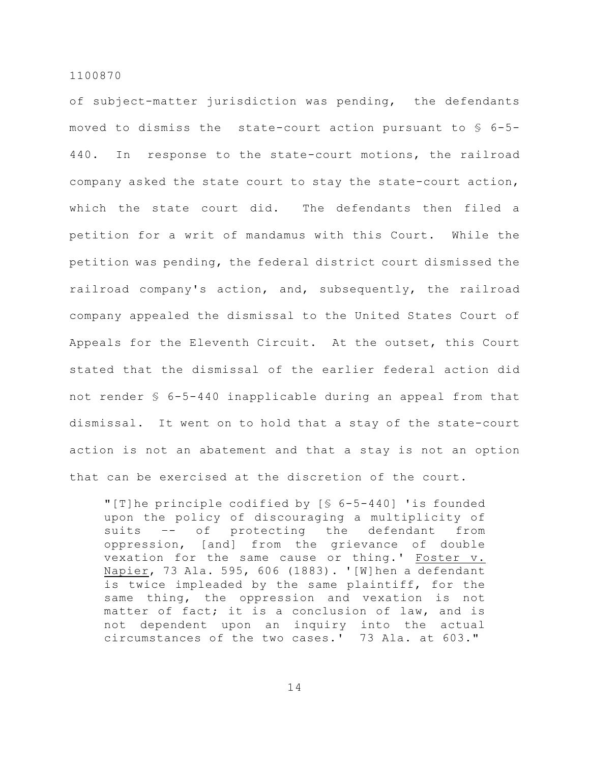of subject-matter jurisdiction was pending, the defendants moved to dismiss the state-court action pursuant to § 6-5-440. In response to the state-court motions, the railroad company asked the state court to stay the state-court action, which the state court did. The defendants then filed a petition for a writ of mandamus with this Court. While the petition was pending, the federal district court dismissed the railroad company's action, and, subsequently, the railroad company appealed the dismissal to the United States Court of Appeals for the Eleventh Circuit. At the outset, this Court stated that the dismissal of the earlier federal action did not render § 6-5-440 inapplicable during an appeal from that dismissal. It went on to hold that a stay of the state-court action is not an abatement and that a stay is not an option that can be exercised at the discretion of the court.

> "[T]he principle codified by [§ 6-5-440] 'is founded upon the policy of discouraging a multiplicity of suits -- of protecting the defendant from oppression, [and] from the grievance of double vexation for the same cause or thing.' Foster v. Napier, 73 Ala. 595, 606 (1883). '[W]hen a defendant is twice impleaded by the same plaintiff, for the same thing, the oppression and vexation is not matter of fact; it is a conclusion of law, and is not dependent upon an inquiry into the actual circumstances of the two cases.' 73 Ala. at 603."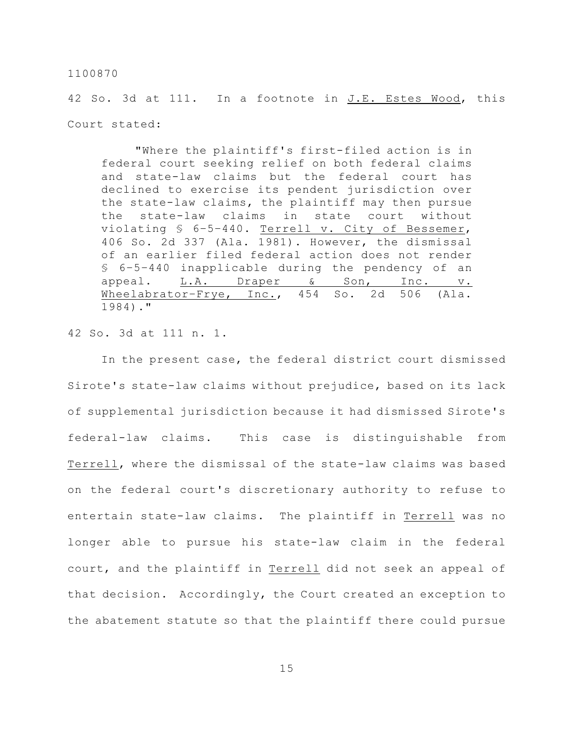42 So. 3d at 111. In a footnote in J.E. Estes Wood, this Court stated:

> "Where the plaintiff's first-filed action is in federal court seeking relief on both federal claims and state-law claims but the federal court has declined to exercise its pendent jurisdiction over the state-law claims, the plaintiff may then pursue the state-law claims in state court without violating § 6-5-440. Terrell v. City of Bessemer, 406 So. 2d 337 (Ala. 1981). However, the dismissal of an earlier filed federal action does not render § 6-5-440 inapplicable during the pendency of an appeal. L.A. Draper & Son, Inc. v. Wheelabrator-Frye, Inc., 454 So. 2d 506 (Ala. 1984)."

42 So. 3d at 111 n. 1.

In the present case, the federal district court dismissed Sirote's state-law claims without prejudice, based on its lack of supplemental jurisdiction because it had dismissed Sirote's federal-law claims. This case is distinguishable from Terrell, where the dismissal of the state-law claims was based on the federal court's discretionary authority to refuse to entertain state-law claims. The plaintiff in Terrell was no longer able to pursue his state-law claim in the federal court, and the plaintiff in Terrell did not seek an appeal of that decision. Accordingly, the Court created an exception to the abatement statute so that the plaintiff there could pursue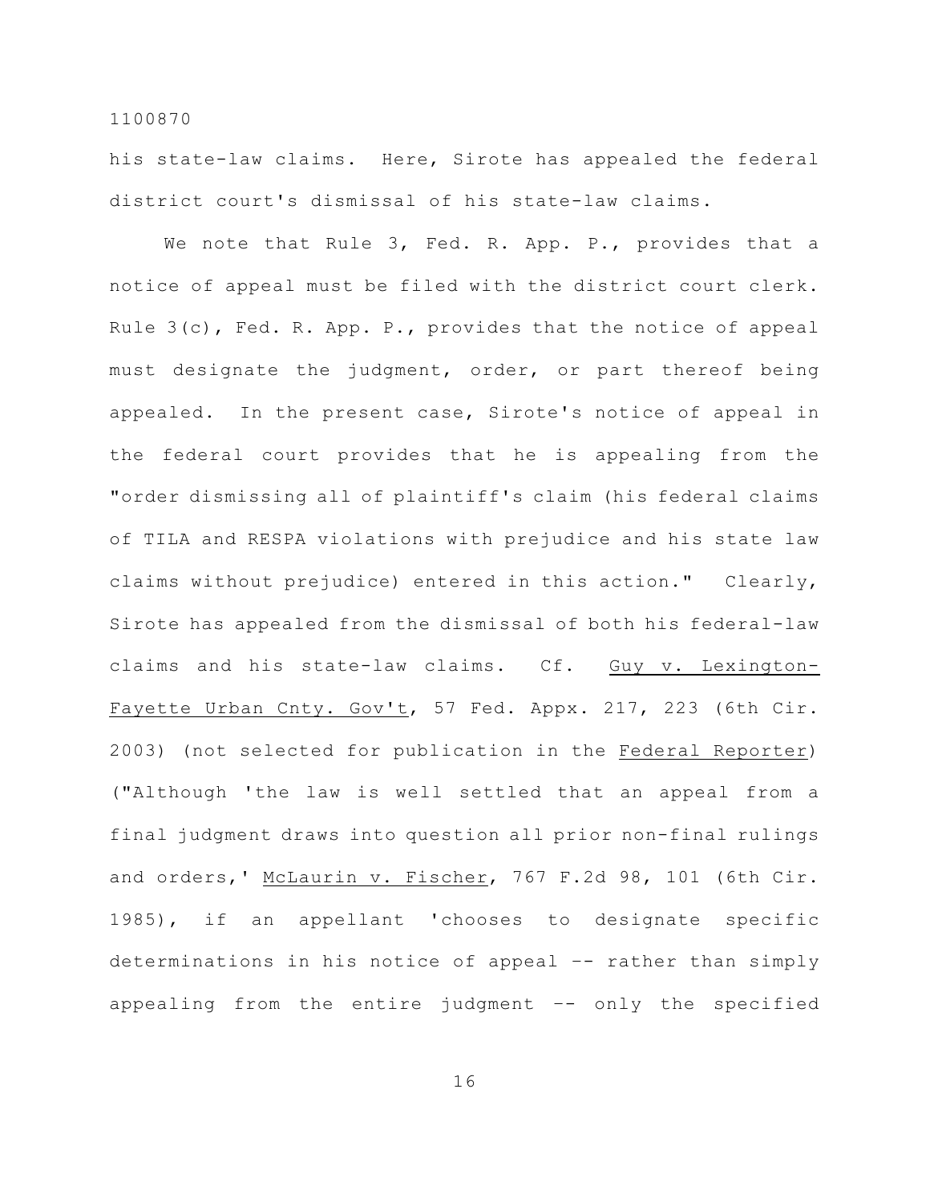his state-law claims. Here, Sirote has appealed the federal district court's dismissal of his state-law claims.

We note that Rule 3, Fed. R. App. P., provides that a notice of appeal must be filed with the district court clerk. Rule 3(c), Fed. R. App. P., provides that the notice of appeal must designate the judgment, order, or part thereof being appealed. In the present case, Sirote's notice of appeal in the federal court provides that he is appealing from the "order dismissing all of plaintiff's claim (his federal claims of TILA and RESPA violations with prejudice and his state law claims without prejudice) entered in this action." Clearly, Sirote has appealed from the dismissal of both his federal-law claims and his state-law claims. Cf. Guy v. Lexington-Fayette Urban Cnty. Gov't, 57 Fed. Appx. 217, 223 (6th Cir. 2003) (not selected for publication in the Federal Reporter) ("Although 'the law is well settled that an appeal from a final judgment draws into question all prior non-final rulings and orders,' McLaurin v. Fischer, 767 F.2d 98, 101 (6th Cir. 1985), if an appellant 'chooses to designate specific determinations in his notice of appeal -- rather than simply appealing from the entire judgment -- only the specified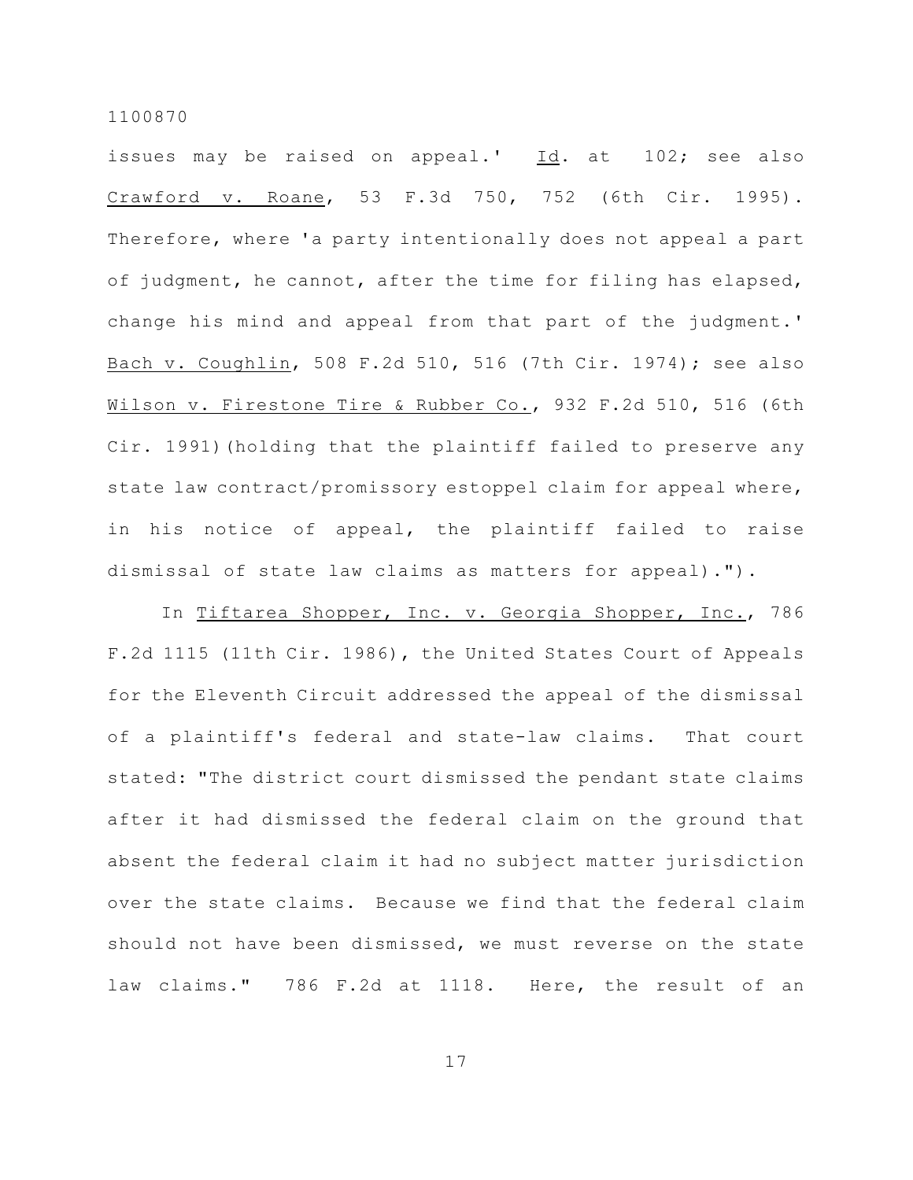issues may be raised on appeal.' Id. at 102; see also Crawford v. Roane, 53 F.3d 750, 752 (6th Cir. 1995). Therefore, where 'a party intentionally does not appeal a part of judgment, he cannot, after the time for filing has elapsed, change his mind and appeal from that part of the judgment.' Bach v. Coughlin, 508 F.2d 510, 516 (7th Cir. 1974); see also Wilson v. Firestone Tire & Rubber Co., 932 F.2d 510, 516 (6th Cir. 1991)(holding that the plaintiff failed to preserve any state law contract/promissory estoppel claim for appeal where, in his notice of appeal, the plaintiff failed to raise dismissal of state law claims as matters for appeal).").

In Tiftarea Shopper, Inc. v. Georgia Shopper, Inc., 786 F.2d 1115 (11th Cir. 1986), the United States Court of Appeals for the Eleventh Circuit addressed the appeal of the dismissal of a plaintiff's federal and state-law claims. That court stated: "The district court dismissed the pendant state claims after it had dismissed the federal claim on the ground that absent the federal claim it had no subject matter jurisdiction over the state claims. Because we find that the federal claim should not have been dismissed, we must reverse on the state law claims." 786 F.2d at 1118. Here, the result of an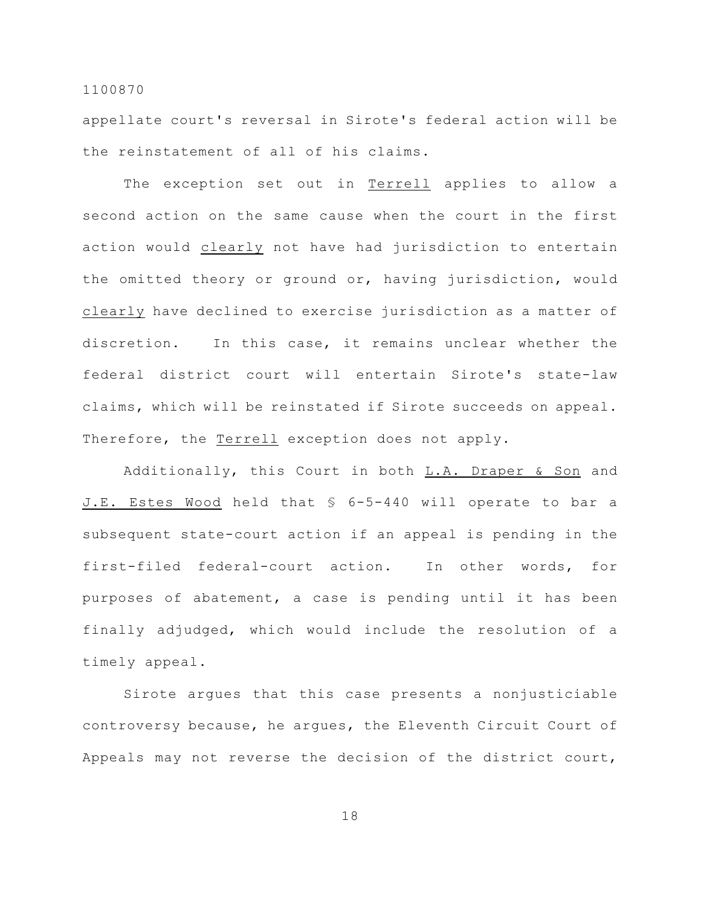appellate court's reversal in Sirote's federal action will be the reinstatement of all of his claims.

The exception set out in Terrell applies to allow a second action on the same cause when the court in the first action would clearly not have had jurisdiction to entertain the omitted theory or ground or, having jurisdiction, would clearly have declined to exercise jurisdiction as a matter of discretion. In this case, it remains unclear whether the federal district court will entertain Sirote's state-law claims, which will be reinstated if Sirote succeeds on appeal. Therefore, the Terrell exception does not apply.

Additionally, this Court in both L.A. Draper & Son and J.E. Estes Wood held that § 6-5-440 will operate to bar a subsequent state-court action if an appeal is pending in the first-filed federal-court action. In other words, for purposes of abatement, a case is pending until it has been finally adjudged, which would include the resolution of a timely appeal.

Sirote argues that this case presents a nonjusticiable controversy because, he argues, the Eleventh Circuit Court of Appeals may not reverse the decision of the district court,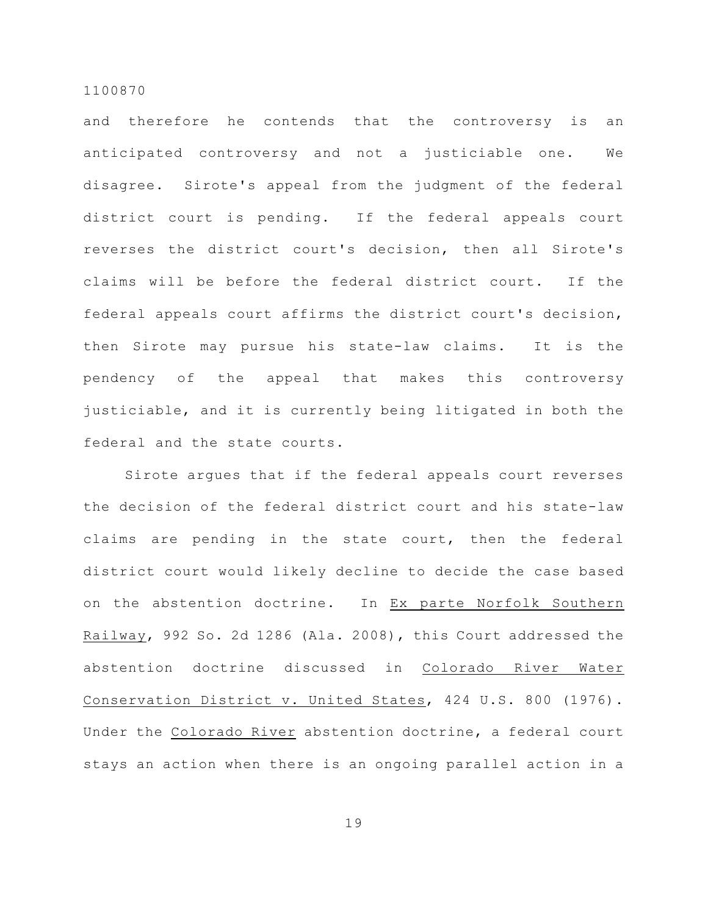and therefore he contends that the controversy is an anticipated controversy and not a justiciable one. We disagree. Sirote's appeal from the judgment of the federal district court is pending. If the federal appeals court reverses the district court's decision, then all Sirote's claims will be before the federal district court. If the federal appeals court affirms the district court's decision, then Sirote may pursue his state-law claims. It is the pendency of the appeal that makes this controversy justiciable, and it is currently being litigated in both the federal and the state courts.

Sirote argues that if the federal appeals court reverses the decision of the federal district court and his state-law claims are pending in the state court, then the federal district court would likely decline to decide the case based on the abstention doctrine. In Ex parte Norfolk Southern Railway, 992 So. 2d 1286 (Ala. 2008), this Court addressed the abstention doctrine discussed in Colorado River Water Conservation District v. United States, 424 U.S. 800 (1976). Under the Colorado River abstention doctrine, a federal court stays an action when there is an ongoing parallel action in a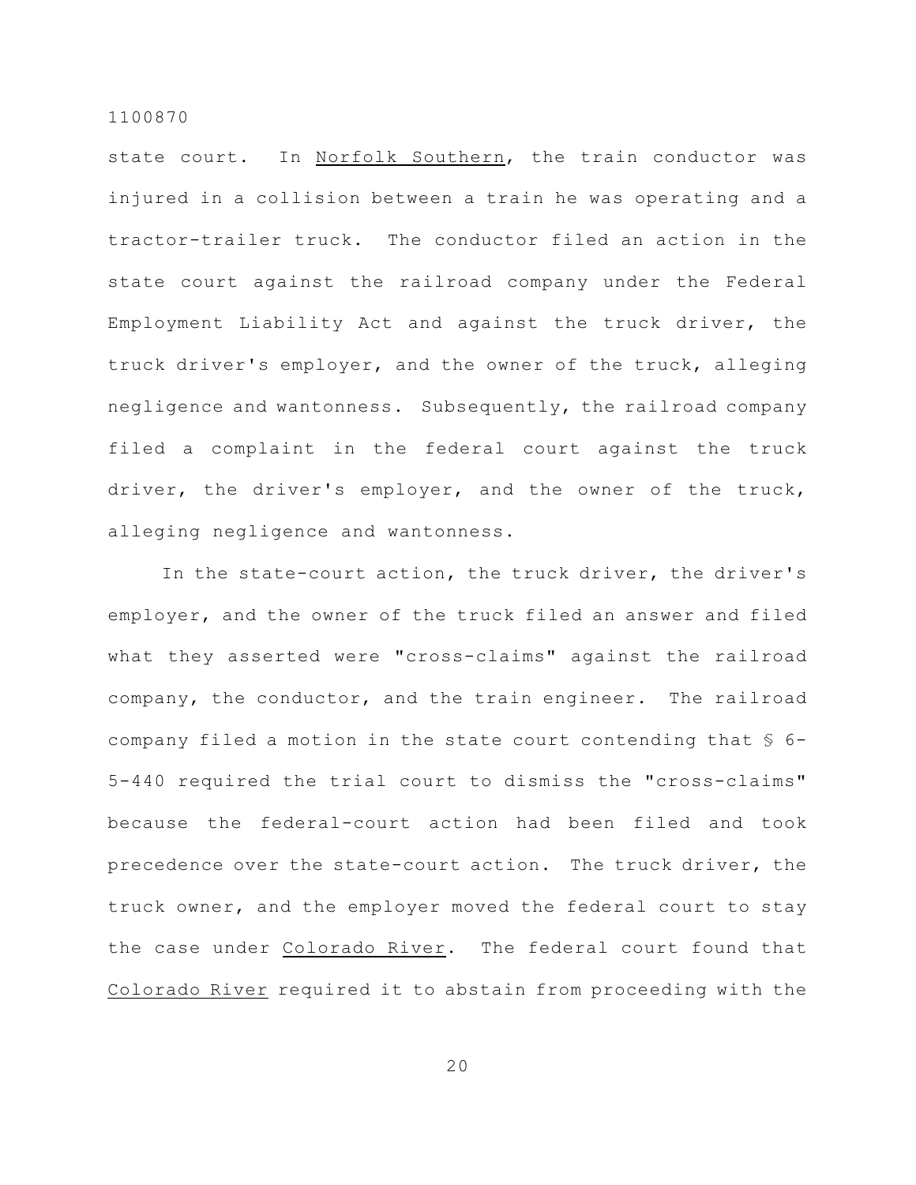state court. In Norfolk Southern, the train conductor was injured in a collision between a train he was operating and a tractor-trailer truck. The conductor filed an action in the state court against the railroad company under the Federal Employment Liability Act and against the truck driver, the truck driver's employer, and the owner of the truck, alleging negligence and wantonness. Subsequently, the railroad company filed a complaint in the federal court against the truck driver, the driver's employer, and the owner of the truck, alleging negligence and wantonness.

In the state-court action, the truck driver, the driver's employer, and the owner of the truck filed an answer and filed what they asserted were "cross-claims" against the railroad company, the conductor, and the train engineer. The railroad company filed a motion in the state court contending that § 6-5-440 required the trial court to dismiss the "cross-claims" because the federal-court action had been filed and took precedence over the state-court action. The truck driver, the truck owner, and the employer moved the federal court to stay the case under Colorado River. The federal court found that Colorado River required it to abstain from proceeding with the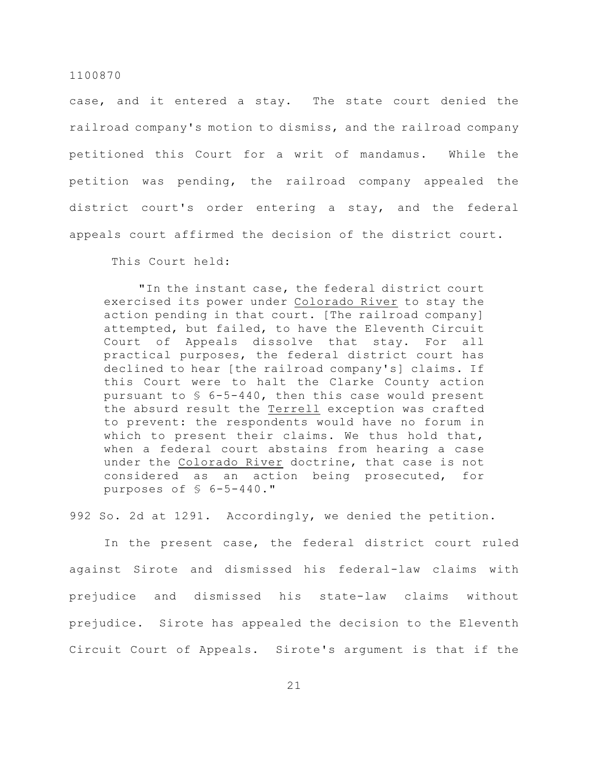case, and it entered a stay. The state court denied the railroad company's motion to dismiss, and the railroad company petitioned this Court for a writ of mandamus. While the petition was pending, the railroad company appealed the district court's order entering a stay, and the federal appeals court affirmed the decision of the district court.

This Court held:

> "In the instant case, the federal district court exercised its power under Colorado River to stay the action pending in that court. [The railroad company] attempted, but failed, to have the Eleventh Circuit Court of Appeals dissolve that stay. For all practical purposes, the federal district court has declined to hear [the railroad company's] claims. If this Court were to halt the Clarke County action pursuant to § 6-5-440, then this case would present the absurd result the Terrell exception was crafted to prevent: the respondents would have no forum in which to present their claims. We thus hold that, when a federal court abstains from hearing a case under the Colorado River doctrine, that case is not considered as an action being prosecuted, for purposes of § 6-5-440."

992 So. 2d at 1291. Accordingly, we denied the petition.

In the present case, the federal district court ruled against Sirote and dismissed his federal-law claims with prejudice and dismissed his state-law claims without prejudice. Sirote has appealed the decision to the Eleventh Circuit Court of Appeals. Sirote's argument is that if the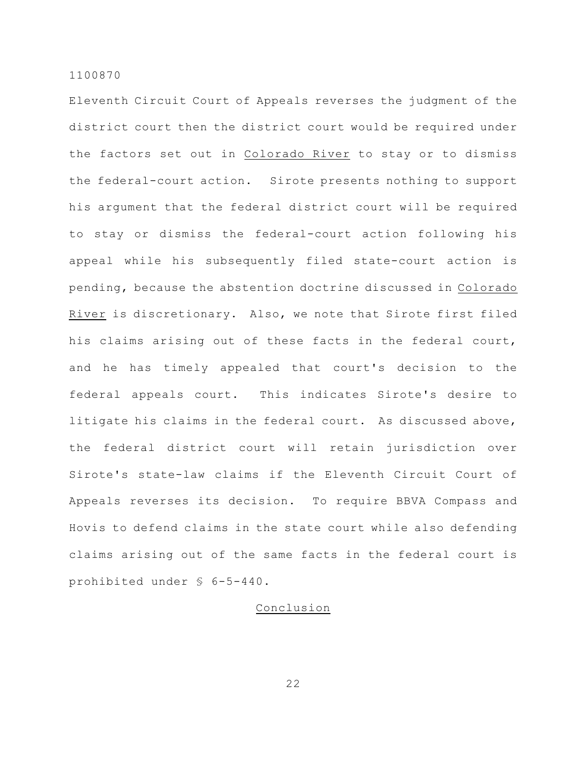Eleventh Circuit Court of Appeals reverses the judgment of the district court then the district court would be required under the factors set out in Colorado River to stay or to dismiss the federal-court action. Sirote presents nothing to support his argument that the federal district court will be required to stay or dismiss the federal-court action following his appeal while his subsequently filed state-court action is pending, because the abstention doctrine discussed in Colorado River is discretionary. Also, we note that Sirote first filed his claims arising out of these facts in the federal court, and he has timely appealed that court's decision to the federal appeals court. This indicates Sirote's desire to litigate his claims in the federal court. As discussed above, the federal district court will retain jurisdiction over Sirote's state-law claims if the Eleventh Circuit Court of Appeals reverses its decision. To require BBVA Compass and Hovis to defend claims in the state court while also defending claims arising out of the same facts in the federal court is prohibited under § 6-5-440.

## Conclusion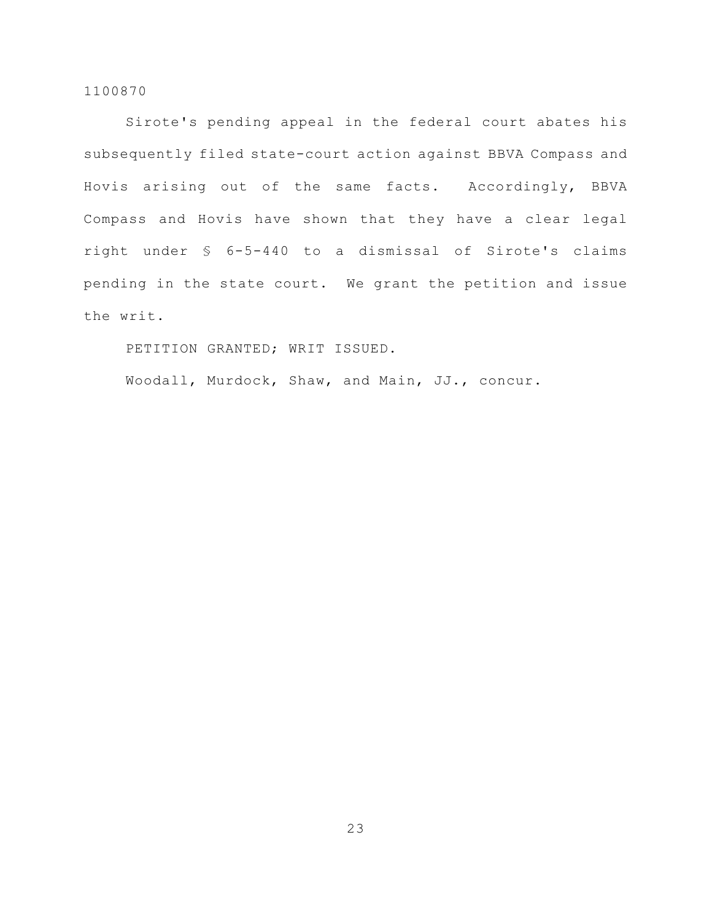Sirote's pending appeal in the federal court abates his subsequently filed state-court action against BBVA Compass and Hovis arising out of the same facts. Accordingly, BBVA Compass and Hovis have shown that they have a clear legal right under § 6-5-440 to a dismissal of Sirote's claims pending in the state court. We grant the petition and issue the writ.

PETITION GRANTED; WRIT ISSUED.

Woodall, Murdock, Shaw, and Main, JJ., concur.